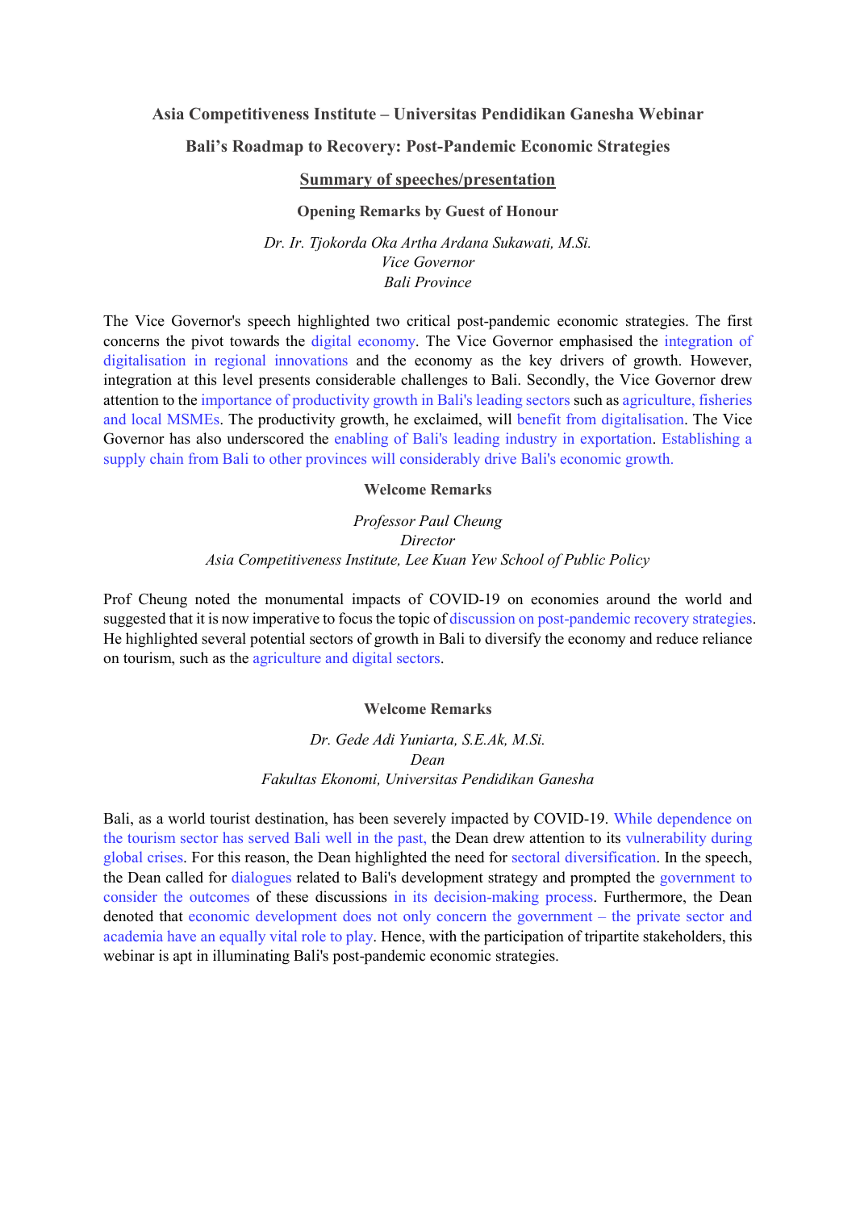**Asia Competitiveness Institute – Universitas Pendidikan Ganesha Webinar**

**Bali's Roadmap to Recovery: Post-Pandemic Economic Strategies**

**Summary of speeches/presentation**

**Opening Remarks by Guest of Honour**

*Dr. Ir. Tjokorda Oka Artha Ardana Sukawati, M.Si.*
*Vice Governor*
*Bali Province*

The Vice Governor's speech highlighted two critical post-pandemic economic strategies. The first concerns the pivot towards the digital economy. The Vice Governor emphasised the integration of digitalisation in regional innovations and the economy as the key drivers of growth. However, integration at this level presents considerable challenges to Bali. Secondly, the Vice Governor drew attention to the importance of productivity growth in Bali's leading sectors such as agriculture, fisheries and local MSMEs. The productivity growth, he exclaimed, will benefit from digitalisation. The Vice Governor has also underscored the enabling of Bali's leading industry in exportation. Establishing a supply chain from Bali to other provinces will considerably drive Bali's economic growth.

**Welcome Remarks**

*Professor Paul Cheung*
*Director*
*Asia Competitiveness Institute, Lee Kuan Yew School of Public Policy*

Prof Cheung noted the monumental impacts of COVID-19 on economies around the world and suggested that it is now imperative to focus the topic of discussion on post-pandemic recovery strategies. He highlighted several potential sectors of growth in Bali to diversify the economy and reduce reliance on tourism, such as the agriculture and digital sectors.

**Welcome Remarks**

*Dr. Gede Adi Yuniarta, S.E.Ak, M.Si.*
*Dean*
*Fakultas Ekonomi, Universitas Pendidikan Ganesha*

Bali, as a world tourist destination, has been severely impacted by COVID-19. While dependence on the tourism sector has served Bali well in the past, the Dean drew attention to its vulnerability during global crises. For this reason, the Dean highlighted the need for sectoral diversification. In the speech, the Dean called for dialogues related to Bali's development strategy and prompted the government to consider the outcomes of these discussions in its decision-making process. Furthermore, the Dean denoted that economic development does not only concern the government – the private sector and academia have an equally vital role to play. Hence, with the participation of tripartite stakeholders, this webinar is apt in illuminating Bali's post-pandemic economic strategies.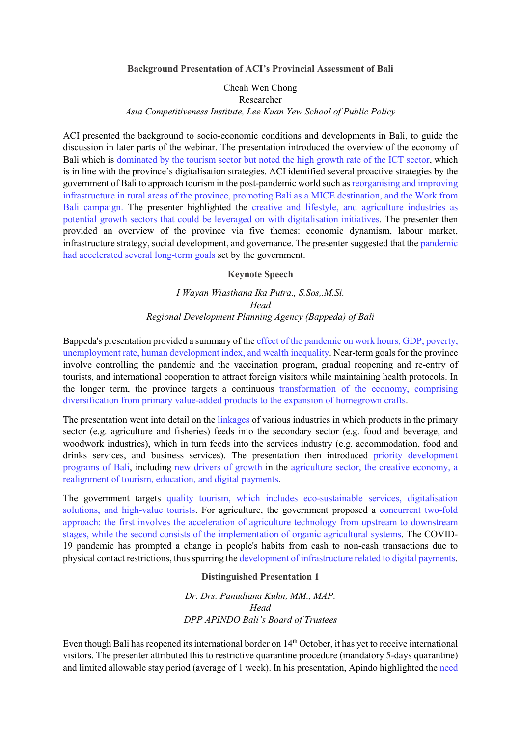**Background Presentation of ACI's Provincial Assessment of Bali**

Cheah Wen Chong
Researcher
*Asia Competitiveness Institute, Lee Kuan Yew School of Public Policy*

ACI presented the background to socio-economic conditions and developments in Bali, to guide the discussion in later parts of the webinar. The presentation introduced the overview of the economy of Bali which is dominated by the tourism sector but noted the high growth rate of the ICT sector, which is in line with the province's digitalisation strategies. ACI identified several proactive strategies by the government of Bali to approach tourism in the post-pandemic world such as reorganising and improving infrastructure in rural areas of the province, promoting Bali as a MICE destination, and the Work from Bali campaign. The presenter highlighted the creative and lifestyle, and agriculture industries as potential growth sectors that could be leveraged on with digitalisation initiatives. The presenter then provided an overview of the province via five themes: economic dynamism, labour market, infrastructure strategy, social development, and governance. The presenter suggested that the pandemic had accelerated several long-term goals set by the government.

**Keynote Speech**

*I Wayan Wiasthana Ika Putra., S.Sos,.M.Si.*
*Head*
*Regional Development Planning Agency (Bappeda) of Bali*

Bappeda's presentation provided a summary of the effect of the pandemic on work hours, GDP, poverty, unemployment rate, human development index, and wealth inequality. Near-term goals for the province involve controlling the pandemic and the vaccination program, gradual reopening and re-entry of tourists, and international cooperation to attract foreign visitors while maintaining health protocols. In the longer term, the province targets a continuous transformation of the economy, comprising diversification from primary value-added products to the expansion of homegrown crafts.

The presentation went into detail on the linkages of various industries in which products in the primary sector (e.g. agriculture and fisheries) feeds into the secondary sector (e.g. food and beverage, and woodwork industries), which in turn feeds into the services industry (e.g. accommodation, food and drinks services, and business services). The presentation then introduced priority development programs of Bali, including new drivers of growth in the agriculture sector, the creative economy, a realignment of tourism, education, and digital payments.

The government targets quality tourism, which includes eco-sustainable services, digitalisation solutions, and high-value tourists. For agriculture, the government proposed a concurrent two-fold approach: the first involves the acceleration of agriculture technology from upstream to downstream stages, while the second consists of the implementation of organic agricultural systems. The COVID-19 pandemic has prompted a change in people's habits from cash to non-cash transactions due to physical contact restrictions, thus spurring the development of infrastructure related to digital payments.

**Distinguished Presentation 1**

*Dr. Drs. Panudiana Kuhn, MM., MAP.*
*Head*
*DPP APINDO Bali's Board of Trustees*

Even though Bali has reopened its international border on 14th October, it has yet to receive international visitors. The presenter attributed this to restrictive quarantine procedure (mandatory 5-days quarantine) and limited allowable stay period (average of 1 week). In his presentation, Apindo highlighted the need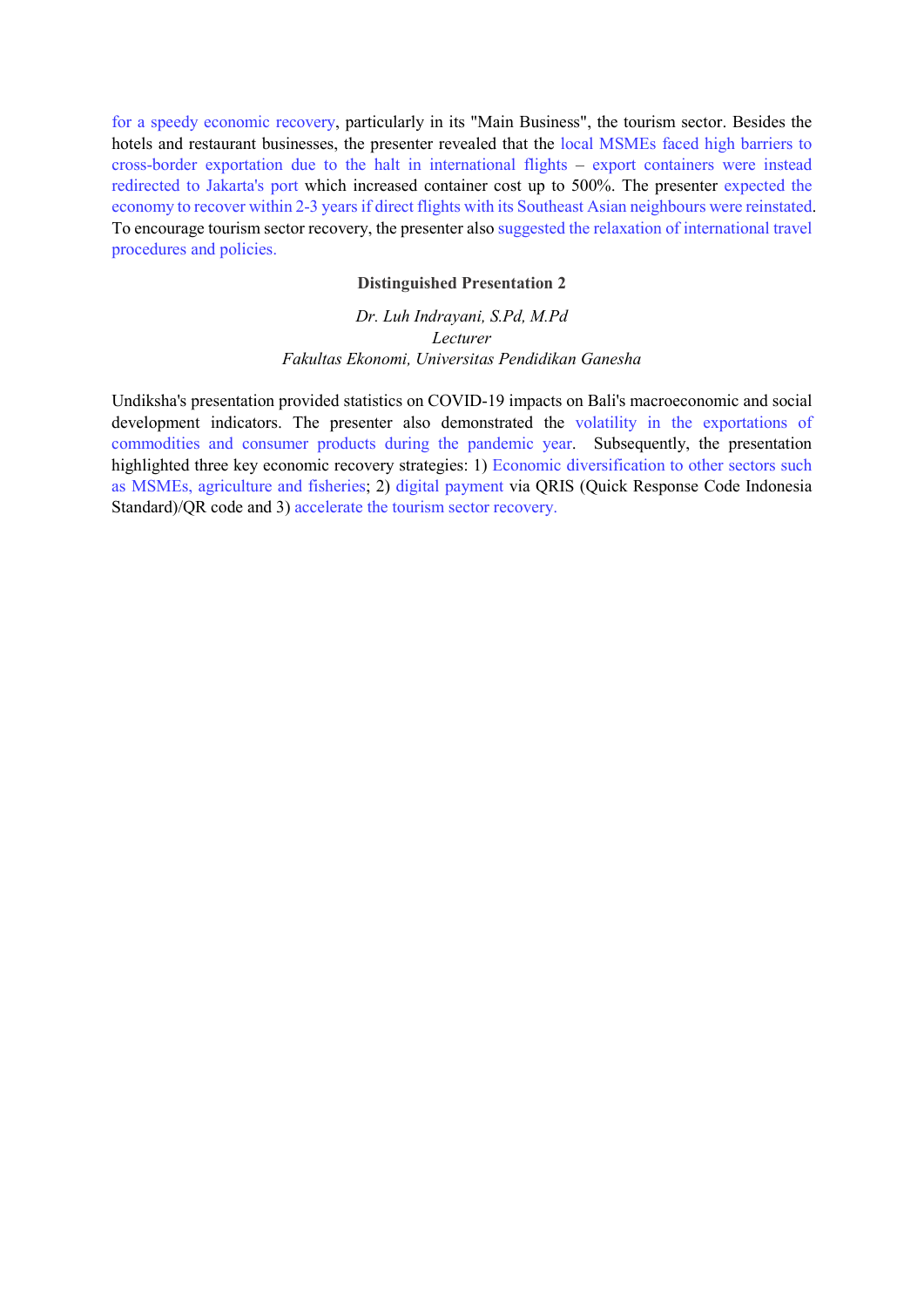for a speedy economic recovery, particularly in its "Main Business", the tourism sector. Besides the hotels and restaurant businesses, the presenter revealed that the local MSMEs faced high barriers to cross-border exportation due to the halt in international flights – export containers were instead redirected to Jakarta's port which increased container cost up to 500%. The presenter expected the economy to recover within 2-3 years if direct flights with its Southeast Asian neighbours were reinstated. To encourage tourism sector recovery, the presenter also suggested the relaxation of international travel procedures and policies.

**Distinguished Presentation 2**

*Dr. Luh Indrayani, S.Pd, M.Pd*
*Lecturer*
*Fakultas Ekonomi, Universitas Pendidikan Ganesha*

Undiksha's presentation provided statistics on COVID-19 impacts on Bali's macroeconomic and social development indicators. The presenter also demonstrated the volatility in the exportations of commodities and consumer products during the pandemic year. Subsequently, the presentation highlighted three key economic recovery strategies: 1) Economic diversification to other sectors such as MSMEs, agriculture and fisheries; 2) digital payment via QRIS (Quick Response Code Indonesia Standard)/QR code and 3) accelerate the tourism sector recovery.